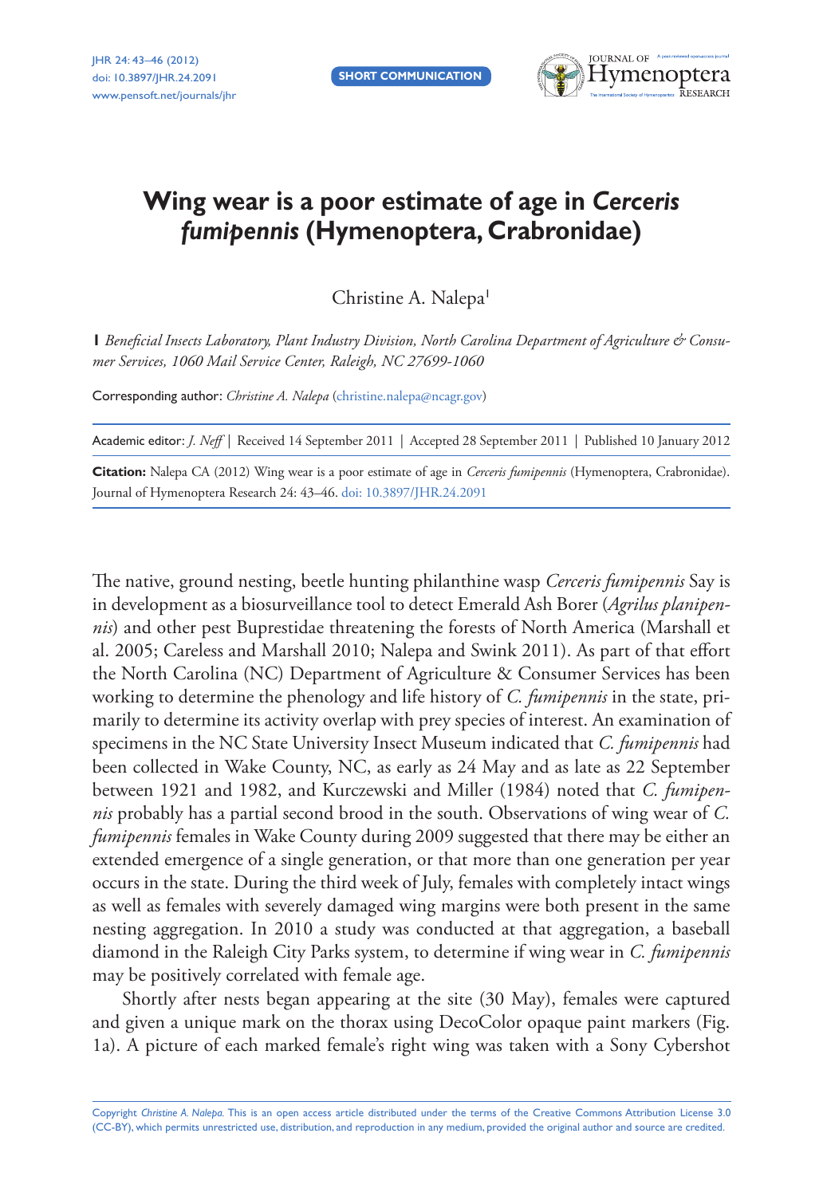SHORT COMMUNICATION

# Wing wear is a poor estimate of age in *Cerceris fumipennis* (Hymenoptera, Crabronidae)

Christine A. Nalepa[1]

**1** *Beneficial Insects Laboratory, Plant Industry Division, North Carolina Department of Agriculture & Consumer Services, 1060 Mail Service Center, Raleigh, NC 27699-1060*

Corresponding author: *Christine A. Nalepa* (christine.nalepa@ncagr.gov)

Academic editor: *J. Neff* | Received 14 September 2011 | Accepted 28 September 2011 | Published 10 January 2012

**Citation:** Nalepa CA (2012) Wing wear is a poor estimate of age in *Cerceris fumipennis* (Hymenoptera, Crabronidae). Journal of Hymenoptera Research 24: 43–46. doi: 10.3897/JHR.24.2091

The native, ground nesting, beetle hunting philanthine wasp *Cerceris fumipennis* Say is in development as a biosurveillance tool to detect Emerald Ash Borer (*Agrilus planipennis*) and other pest Buprestidae threatening the forests of North America (Marshall et al. 2005; Careless and Marshall 2010; Nalepa and Swink 2011). As part of that effort the North Carolina (NC) Department of Agriculture & Consumer Services has been working to determine the phenology and life history of *C. fumipennis* in the state, primarily to determine its activity overlap with prey species of interest. An examination of specimens in the NC State University Insect Museum indicated that *C. fumipennis* had been collected in Wake County, NC, as early as 24 May and as late as 22 September between 1921 and 1982, and Kurczewski and Miller (1984) noted that *C. fumipennis* probably has a partial second brood in the south. Observations of wing wear of *C. fumipennis* females in Wake County during 2009 suggested that there may be either an extended emergence of a single generation, or that more than one generation per year occurs in the state. During the third week of July, females with completely intact wings as well as females with severely damaged wing margins were both present in the same nesting aggregation. In 2010 a study was conducted at that aggregation, a baseball diamond in the Raleigh City Parks system, to determine if wing wear in *C. fumipennis* may be positively correlated with female age.

Shortly after nests began appearing at the site (30 May), females were captured and given a unique mark on the thorax using DecoColor opaque paint markers (Fig. 1a). A picture of each marked female's right wing was taken with a Sony Cybershot

Copyright *Christine A. Nalepa*. This is an open access article distributed under the terms of the Creative Commons Attribution License 3.0 (CC-BY), which permits unrestricted use, distribution, and reproduction in any medium, provided the original author and source are credited.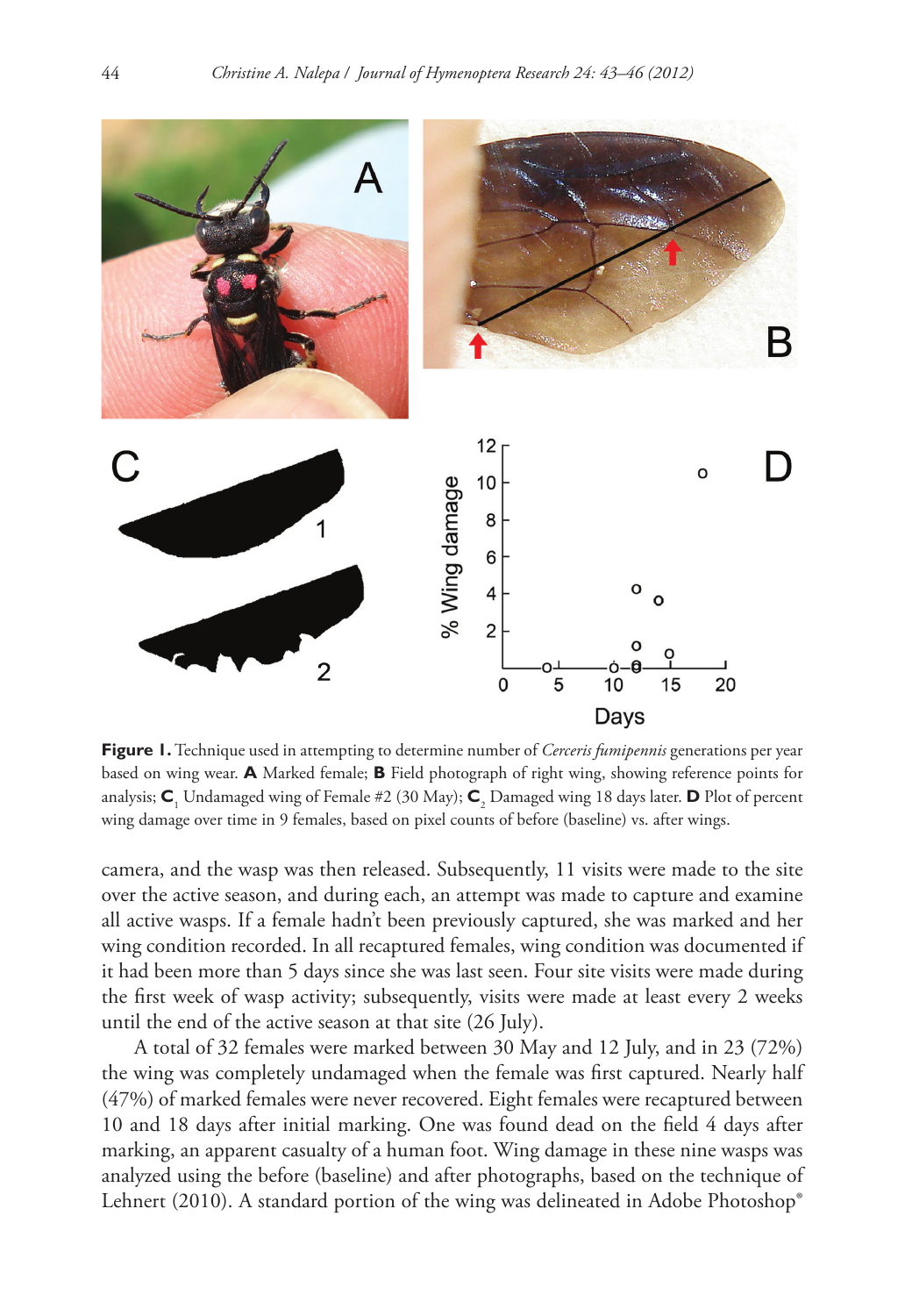**Figure 1.** Technique used in attempting to determine number of *Cerceris fumipennis* generations per year based on wing wear. **A** Marked female; **B** Field photograph of right wing, showing reference points for analysis; $\mathbf{C_1}$ Undamaged wing of Female #2 (30 May); $\mathbf{C_2}$ Damaged wing 18 days later. **D** Plot of percent wing damage over time in 9 females, based on pixel counts of before (baseline) vs. after wings.

camera, and the wasp was then released. Subsequently, 11 visits were made to the site over the active season, and during each, an attempt was made to capture and examine all active wasps. If a female hadn't been previously captured, she was marked and her wing condition recorded. In all recaptured females, wing condition was documented if it had been more than 5 days since she was last seen. Four site visits were made during the first week of wasp activity; subsequently, visits were made at least every 2 weeks until the end of the active season at that site (26 July).

A total of 32 females were marked between 30 May and 12 July, and in 23 (72%) the wing was completely undamaged when the female was first captured. Nearly half (47%) of marked females were never recovered. Eight females were recaptured between 10 and 18 days after initial marking. One was found dead on the field 4 days after marking, an apparent casualty of a human foot. Wing damage in these nine wasps was analyzed using the before (baseline) and after photographs, based on the technique of Lehnert (2010). A standard portion of the wing was delineated in Adobe Photoshop®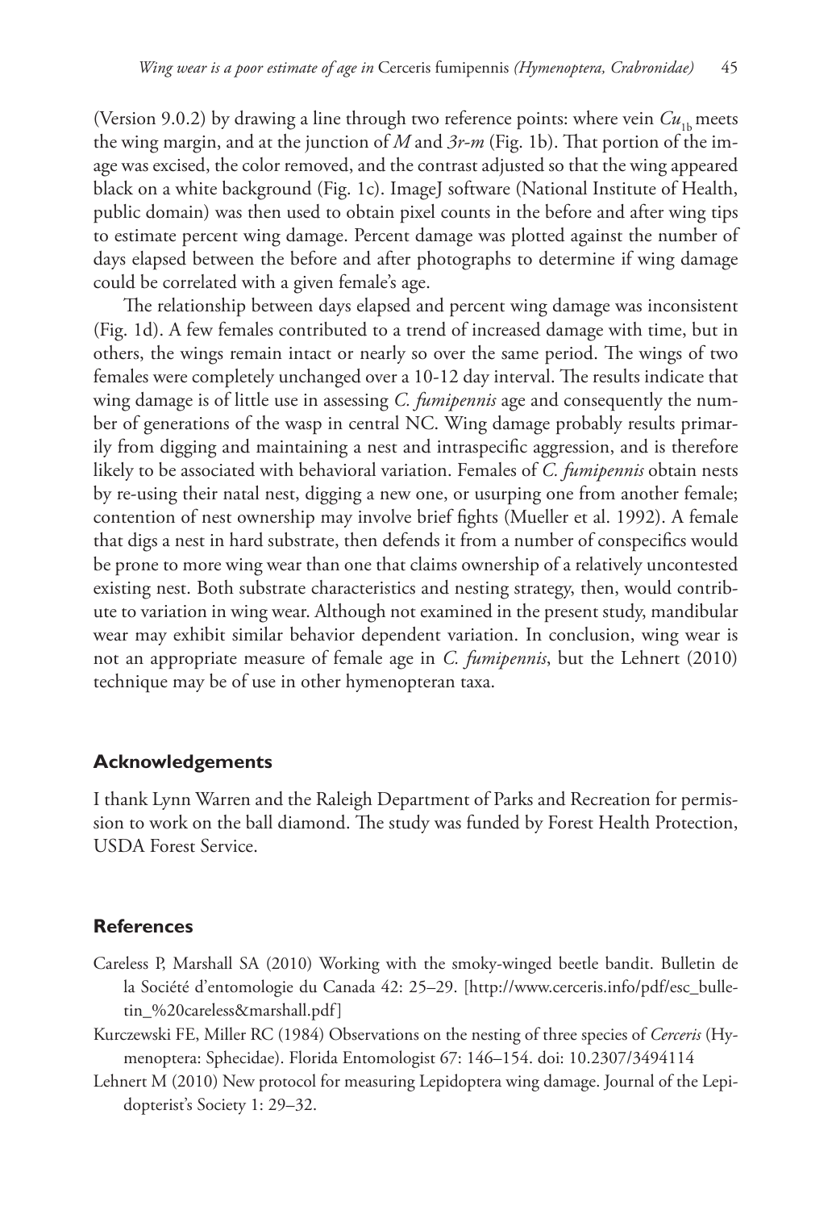(Version 9.0.2) by drawing a line through two reference points: where vein $Cu_{1b}$ meets the wing margin, and at the junction of *M* and *3r-m* (Fig. 1b). That portion of the image was excised, the color removed, and the contrast adjusted so that the wing appeared black on a white background (Fig. 1c). ImageJ software (National Institute of Health, public domain) was then used to obtain pixel counts in the before and after wing tips to estimate percent wing damage. Percent damage was plotted against the number of days elapsed between the before and after photographs to determine if wing damage could be correlated with a given female's age.

The relationship between days elapsed and percent wing damage was inconsistent (Fig. 1d). A few females contributed to a trend of increased damage with time, but in others, the wings remain intact or nearly so over the same period. The wings of two females were completely unchanged over a 10-12 day interval. The results indicate that wing damage is of little use in assessing *C. fumipennis* age and consequently the number of generations of the wasp in central NC. Wing damage probably results primarily from digging and maintaining a nest and intraspecific aggression, and is therefore likely to be associated with behavioral variation. Females of *C. fumipennis* obtain nests by re-using their natal nest, digging a new one, or usurping one from another female; contention of nest ownership may involve brief fights (Mueller et al. 1992). A female that digs a nest in hard substrate, then defends it from a number of conspecifics would be prone to more wing wear than one that claims ownership of a relatively uncontested existing nest. Both substrate characteristics and nesting strategy, then, would contribute to variation in wing wear. Although not examined in the present study, mandibular wear may exhibit similar behavior dependent variation. In conclusion, wing wear is not an appropriate measure of female age in *C. fumipennis*, but the Lehnert (2010) technique may be of use in other hymenopteran taxa.

## Acknowledgements

I thank Lynn Warren and the Raleigh Department of Parks and Recreation for permission to work on the ball diamond. The study was funded by Forest Health Protection, USDA Forest Service.

## References

Careless P, Marshall SA (2010) Working with the smoky-winged beetle bandit. Bulletin de la Société d'entomologie du Canada 42: 25–29. [http://www.cerceris.info/pdf/esc_bulletin_%20careless&marshall.pdf]

Kurczewski FE, Miller RC (1984) Observations on the nesting of three species of *Cerceris* (Hymenoptera: Sphecidae). Florida Entomologist 67: 146–154. doi: 10.2307/3494114

Lehnert M (2010) New protocol for measuring Lepidoptera wing damage. Journal of the Lepidopterist's Society 1: 29–32.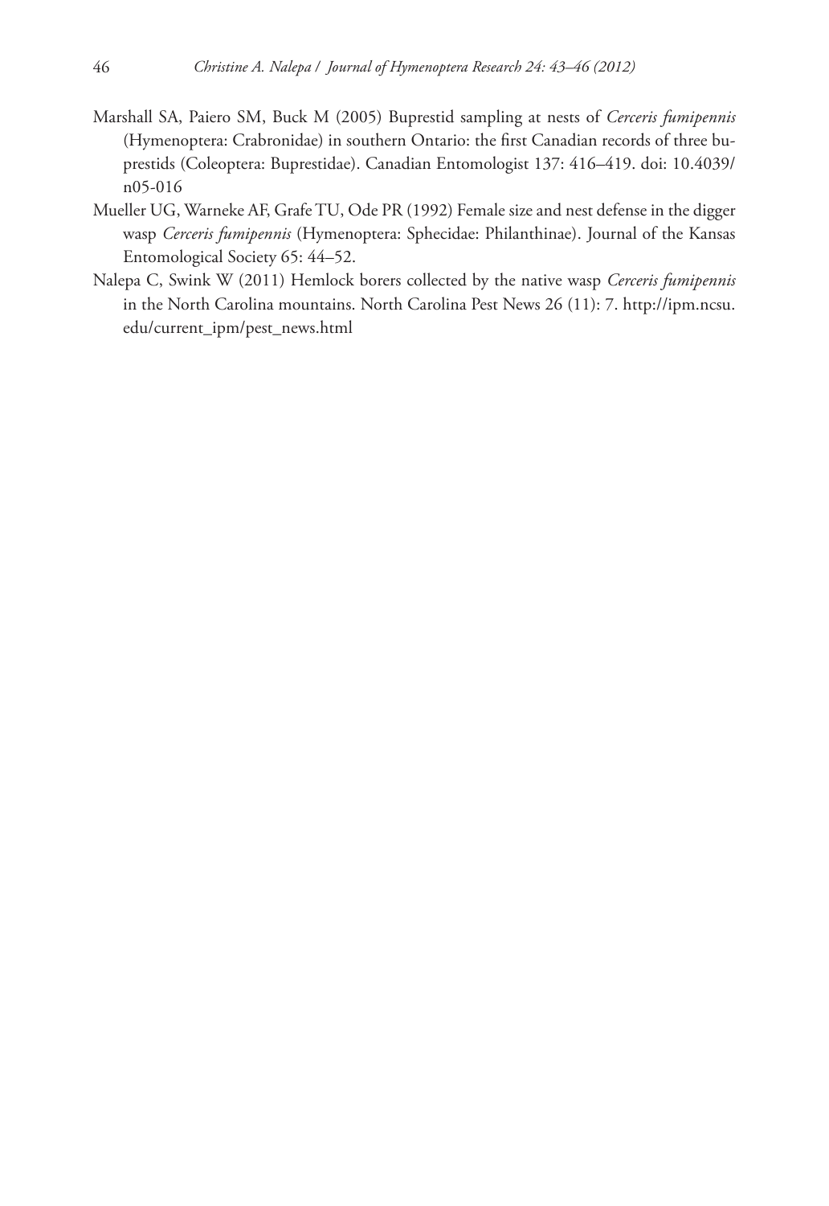Marshall SA, Paiero SM, Buck M (2005) Buprestid sampling at nests of *Cerceris fumipennis* (Hymenoptera: Crabronidae) in southern Ontario: the first Canadian records of three buprestids (Coleoptera: Buprestidae). Canadian Entomologist 137: 416–419. doi: 10.4039/n05-016

Mueller UG, Warneke AF, Grafe TU, Ode PR (1992) Female size and nest defense in the digger wasp *Cerceris fumipennis* (Hymenoptera: Sphecidae: Philanthinae). Journal of the Kansas Entomological Society 65: 44–52.

Nalepa C, Swink W (2011) Hemlock borers collected by the native wasp *Cerceris fumipennis* in the North Carolina mountains. North Carolina Pest News 26 (11): 7. http://ipm.ncsu.edu/current_ipm/pest_news.html